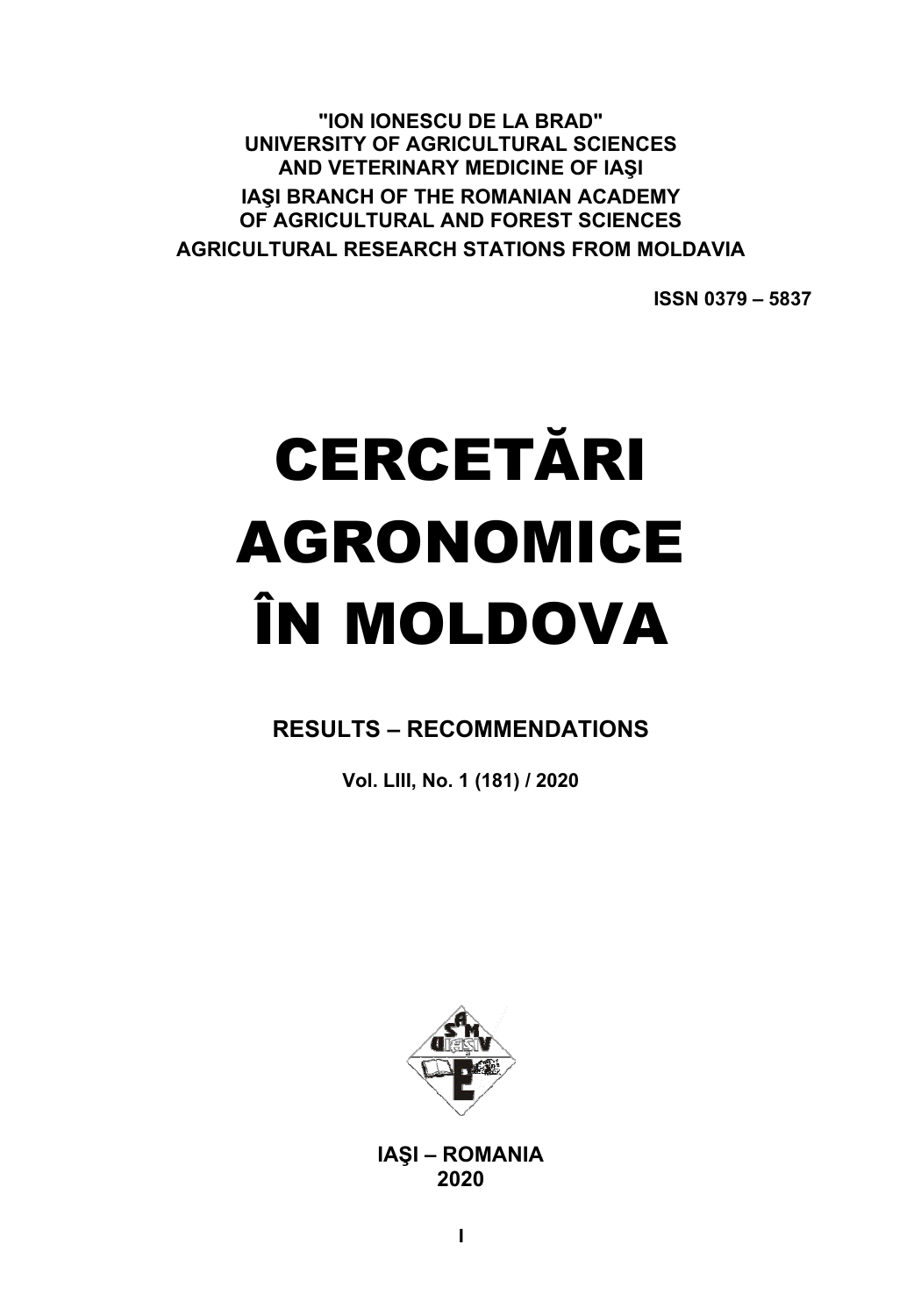**"ION IONESCU DE LA BRAD"**
**UNIVERSITY OF AGRICULTURAL SCIENCES**
**AND VETERINARY MEDICINE OF IAŞI**
**IAŞI BRANCH OF THE ROMANIAN ACADEMY**
**OF AGRICULTURAL AND FOREST SCIENCES**
**AGRICULTURAL RESEARCH STATIONS FROM MOLDAVIA**

**ISSN 0379 – 5837**

# CERCETĂRI AGRONOMICE ÎN MOLDOVA

**RESULTS – RECOMMENDATIONS**

**Vol. LIII, No. 1 (181) / 2020**

**IAŞI – ROMANIA**
**2020**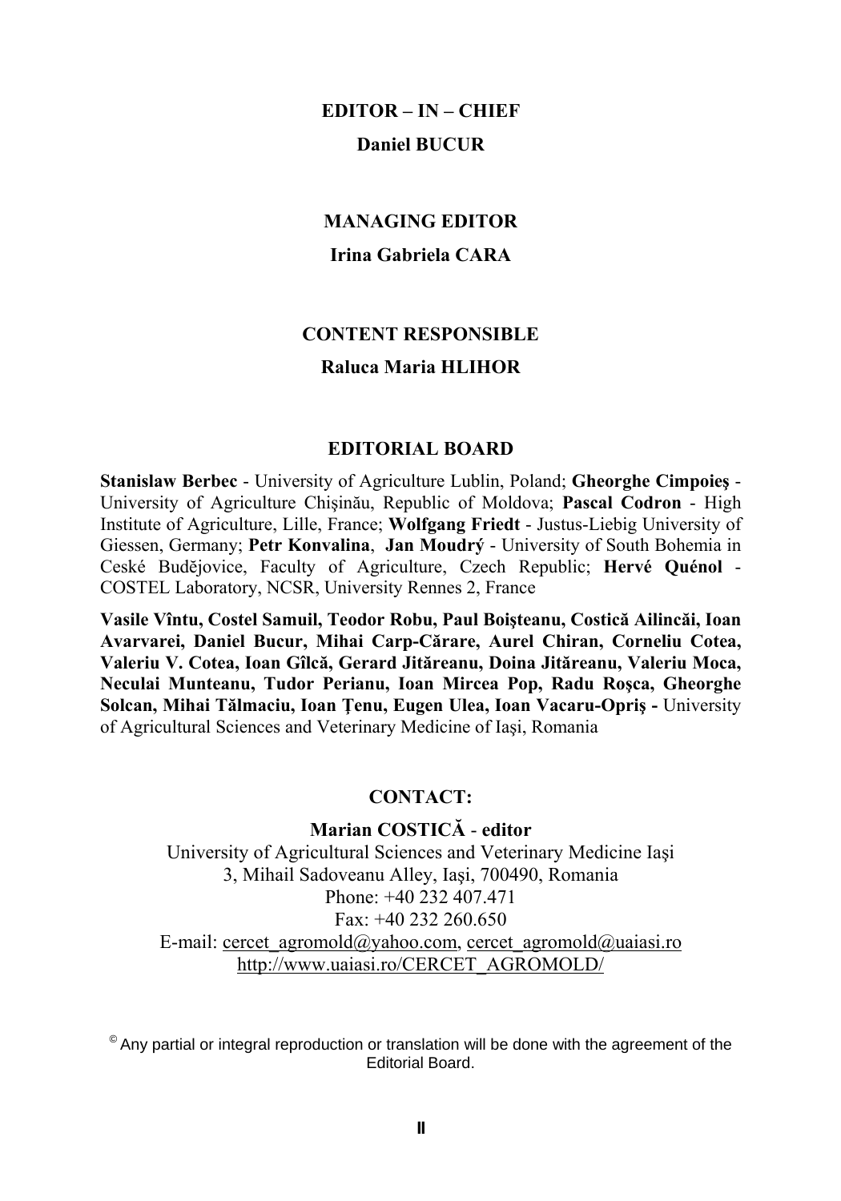**EDITOR – IN – CHIEF**

**Daniel BUCUR**

**MANAGING EDITOR**

**Irina Gabriela CARA**

**CONTENT RESPONSIBLE**

**Raluca Maria HLIHOR**

**EDITORIAL BOARD**

**Stanislaw Berbec** - University of Agriculture Lublin, Poland; **Gheorghe Cimpoieş** - University of Agriculture Chişinău, Republic of Moldova; **Pascal Codron** - High Institute of Agriculture, Lille, France; **Wolfgang Friedt** - Justus-Liebig University of Giessen, Germany; **Petr Konvalina**, **Jan Moudrý** - University of South Bohemia in Ceské Budějovice, Faculty of Agriculture, Czech Republic; **Hervé Quénol** - COSTEL Laboratory, NCSR, University Rennes 2, France

**Vasile Vîntu, Costel Samuil, Teodor Robu, Paul Boişteanu, Costică Ailincăi, Ioan Avarvarei, Daniel Bucur, Mihai Carp-Cărare, Aurel Chiran, Corneliu Cotea, Valeriu V. Cotea, Ioan Gîlcă, Gerard Jităreanu, Doina Jităreanu, Valeriu Moca, Neculai Munteanu, Tudor Perianu, Ioan Mircea Pop, Radu Roşca, Gheorghe Solcan, Mihai Tălmaciu, Ioan Ţenu, Eugen Ulea, Ioan Vacaru-Opriş -** University of Agricultural Sciences and Veterinary Medicine of Iaşi, Romania

**CONTACT:**

**Marian COSTICĂ** - **editor**
University of Agricultural Sciences and Veterinary Medicine Iaşi
3, Mihail Sadoveanu Alley, Iaşi, 700490, Romania
Phone: +40 232 407.471
Fax: +40 232 260.650
E-mail: cercet_agromold@yahoo.com, cercet_agromold@uaiasi.ro
http://www.uaiasi.ro/CERCET_AGROMOLD/

© Any partial or integral reproduction or translation will be done with the agreement of the Editorial Board.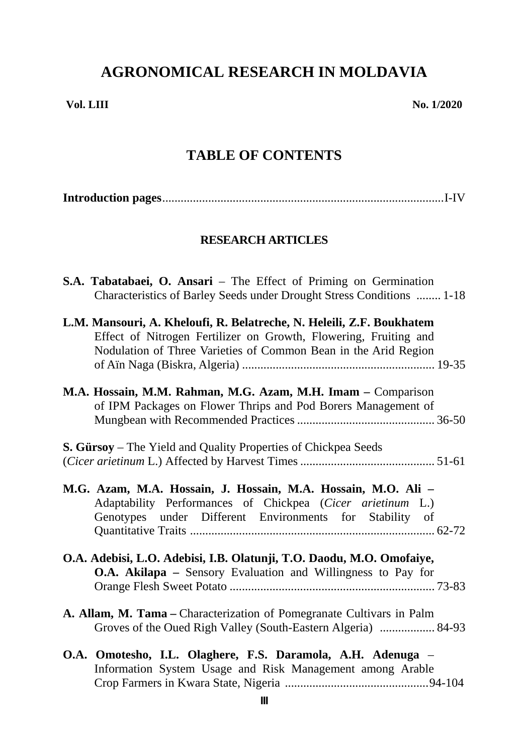# AGRONOMICAL RESEARCH IN MOLDAVIA

**Vol. LIII** **No. 1/2020**

## TABLE OF CONTENTS

**Introduction pages**..........................................................................................I-IV

### RESEARCH ARTICLES

**S.A. Tabatabaei, O. Ansari** – The Effect of Priming on Germination Characteristics of Barley Seeds under Drought Stress Conditions ........ 1-18

**L.M. Mansouri, A. Kheloufi, R. Belatreche, N. Heleili, Z.F. Boukhatem** Effect of Nitrogen Fertilizer on Growth, Flowering, Fruiting and Nodulation of Three Varieties of Common Bean in the Arid Region of Aïn Naga (Biskra, Algeria) .............................................................. 19-35

**M.A. Hossain, M.M. Rahman, M.G. Azam, M.H. Imam –** Comparison of IPM Packages on Flower Thrips and Pod Borers Management of Mungbean with Recommended Practices ............................................ 36-50

**S. Gürsoy** – The Yield and Quality Properties of Chickpea Seeds (*Cicer arietinum* L.) Affected by Harvest Times ............................................ 51-61

**M.G. Azam, M.A. Hossain, J. Hossain, M.A. Hossain, M.O. Ali –** Adaptability Performances of Chickpea (*Cicer arietinum* L.) Genotypes under Different Environments for Stability of Quantitative Traits ................................................................................ 62-72

**O.A. Adebisi, L.O. Adebisi, I.B. Olatunji, T.O. Daodu, M.O. Omofaiye, O.A. Akilapa –** Sensory Evaluation and Willingness to Pay for Orange Flesh Sweet Potato ................................................................... 73-83

**A. Allam, M. Tama –** Characterization of Pomegranate Cultivars in Palm Groves of the Oued Righ Valley (South-Eastern Algeria) .................. 84-93

**O.A. Omotesho, I.L. Olaghere, F.S. Daramola, A.H. Adenuga** – Information System Usage and Risk Management among Arable Crop Farmers in Kwara State, Nigeria ...............................................94-104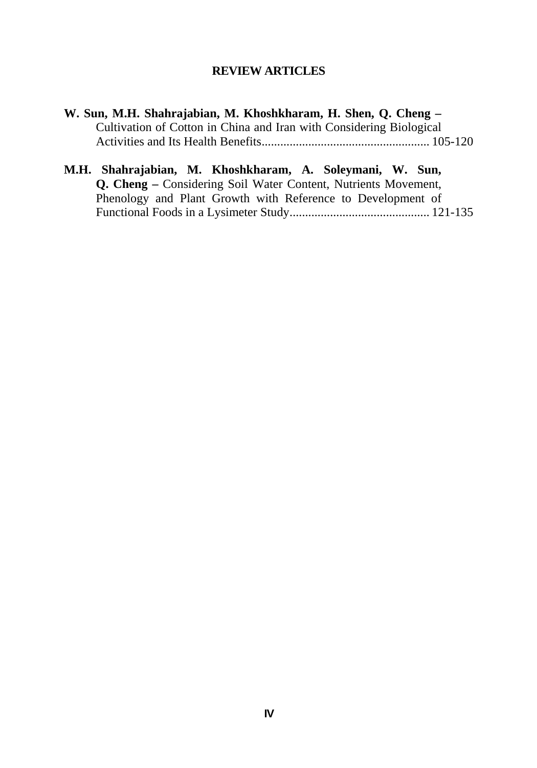## REVIEW ARTICLES

**W. Sun, M.H. Shahrajabian, M. Khoshkharam, H. Shen, Q. Cheng –** Cultivation of Cotton in China and Iran with Considering Biological Activities and Its Health Benefits...................................................... 105-120

**M.H. Shahrajabian, M. Khoshkharam, A. Soleymani, W. Sun, Q. Cheng –** Considering Soil Water Content, Nutrients Movement, Phenology and Plant Growth with Reference to Development of Functional Foods in a Lysimeter Study............................................. 121-135